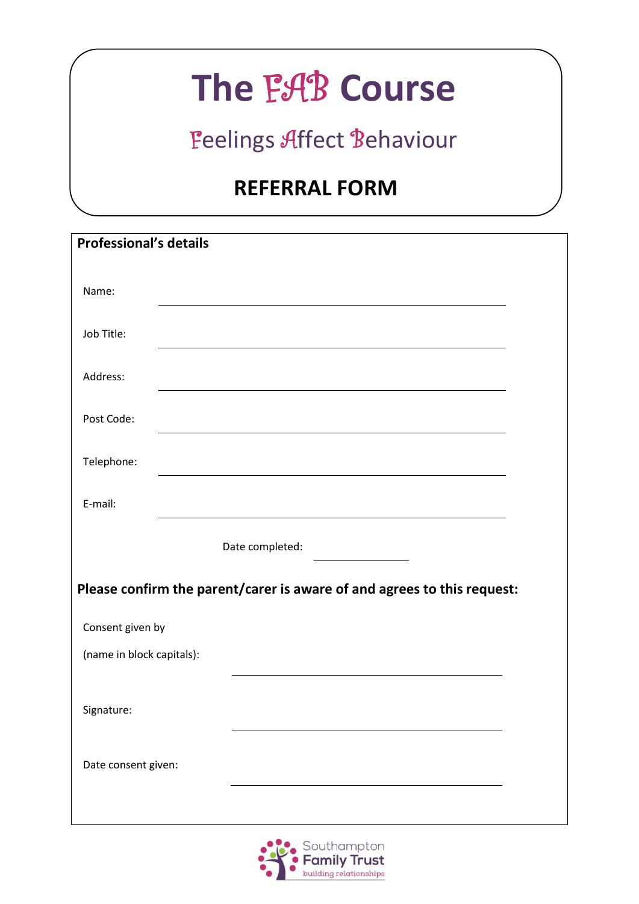# The FAB Course

## Feelings Affect Behaviour

## REFERRAL FORM

**Professional's details**

Name: ______________________________

Job Title: ______________________________

Address: ______________________________

Post Code: ______________________________

Telephone: ______________________________

E-mail: ______________________________

Date completed: ______________

**Please confirm the parent/carer is aware of and agrees to this request:**

Consent given by (name in block capitals): ______________________________

Signature: ______________________________

Date consent given: ______________________________

Southampton Family Trust
building relationships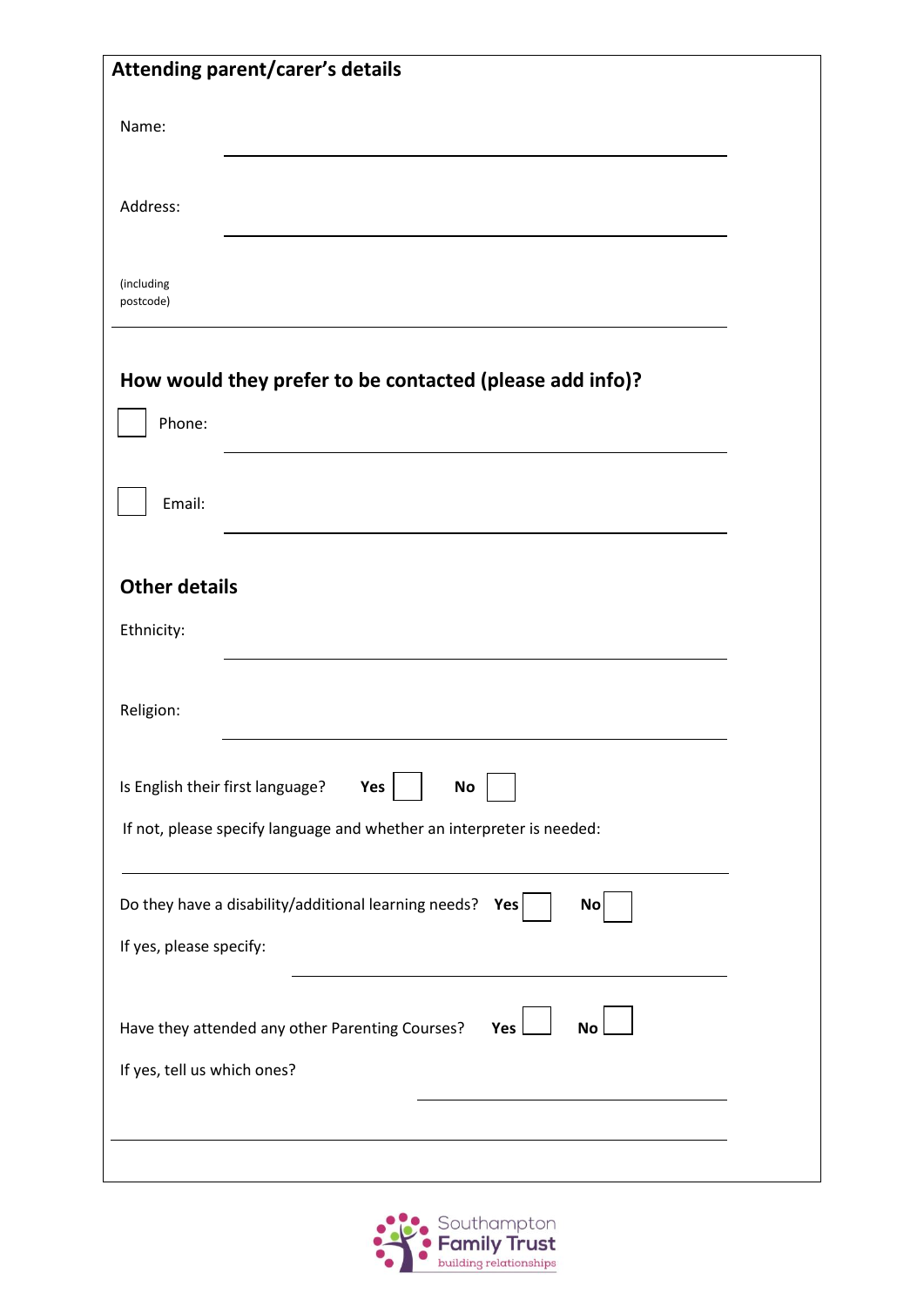## Attending parent/carer's details

Name: \_\_\_\_\_\_\_\_\_\_\_\_\_\_\_\_\_\_\_\_\_\_\_\_\_\_\_\_\_\_\_\_\_\_\_\_\_\_\_\_

Address: \_\_\_\_\_\_\_\_\_\_\_\_\_\_\_\_\_\_\_\_\_\_\_\_\_\_\_\_\_\_\_\_\_\_\_\_\_\_\_\_

(including postcode) \_\_\_\_\_\_\_\_\_\_\_\_\_\_\_\_\_\_\_\_\_\_\_\_\_\_\_\_\_\_\_\_\_\_\_\_\_\_\_\_

### How would they prefer to be contacted (please add info)?

☐ Phone: \_\_\_\_\_\_\_\_\_\_\_\_\_\_\_\_\_\_\_\_\_\_\_\_\_\_\_\_\_\_\_\_\_\_\_\_\_\_\_\_

☐ Email: \_\_\_\_\_\_\_\_\_\_\_\_\_\_\_\_\_\_\_\_\_\_\_\_\_\_\_\_\_\_\_\_\_\_\_\_\_\_\_\_

### Other details

Ethnicity: \_\_\_\_\_\_\_\_\_\_\_\_\_\_\_\_\_\_\_\_\_\_\_\_\_\_\_\_\_\_\_\_\_\_\_\_\_\_\_\_

Religion: \_\_\_\_\_\_\_\_\_\_\_\_\_\_\_\_\_\_\_\_\_\_\_\_\_\_\_\_\_\_\_\_\_\_\_\_\_\_\_\_

Is English their first language? **Yes** ☐ **No** ☐

If not, please specify language and whether an interpreter is needed:

\_\_\_\_\_\_\_\_\_\_\_\_\_\_\_\_\_\_\_\_\_\_\_\_\_\_\_\_\_\_\_\_\_\_\_\_\_\_\_\_

Do they have a disability/additional learning needs? **Yes** ☐ **No** ☐

If yes, please specify: \_\_\_\_\_\_\_\_\_\_\_\_\_\_\_\_\_\_\_\_\_\_\_\_\_\_\_\_\_\_\_\_\_\_\_\_\_\_\_\_

Have they attended any other Parenting Courses? **Yes** ☐ **No** ☐

If yes, tell us which ones? \_\_\_\_\_\_\_\_\_\_\_\_\_\_\_\_\_\_\_\_\_\_\_\_\_\_\_\_\_\_\_\_\_\_\_\_\_\_\_\_

\_\_\_\_\_\_\_\_\_\_\_\_\_\_\_\_\_\_\_\_\_\_\_\_\_\_\_\_\_\_\_\_\_\_\_\_\_\_\_\_

Southampton Family Trust
building relationships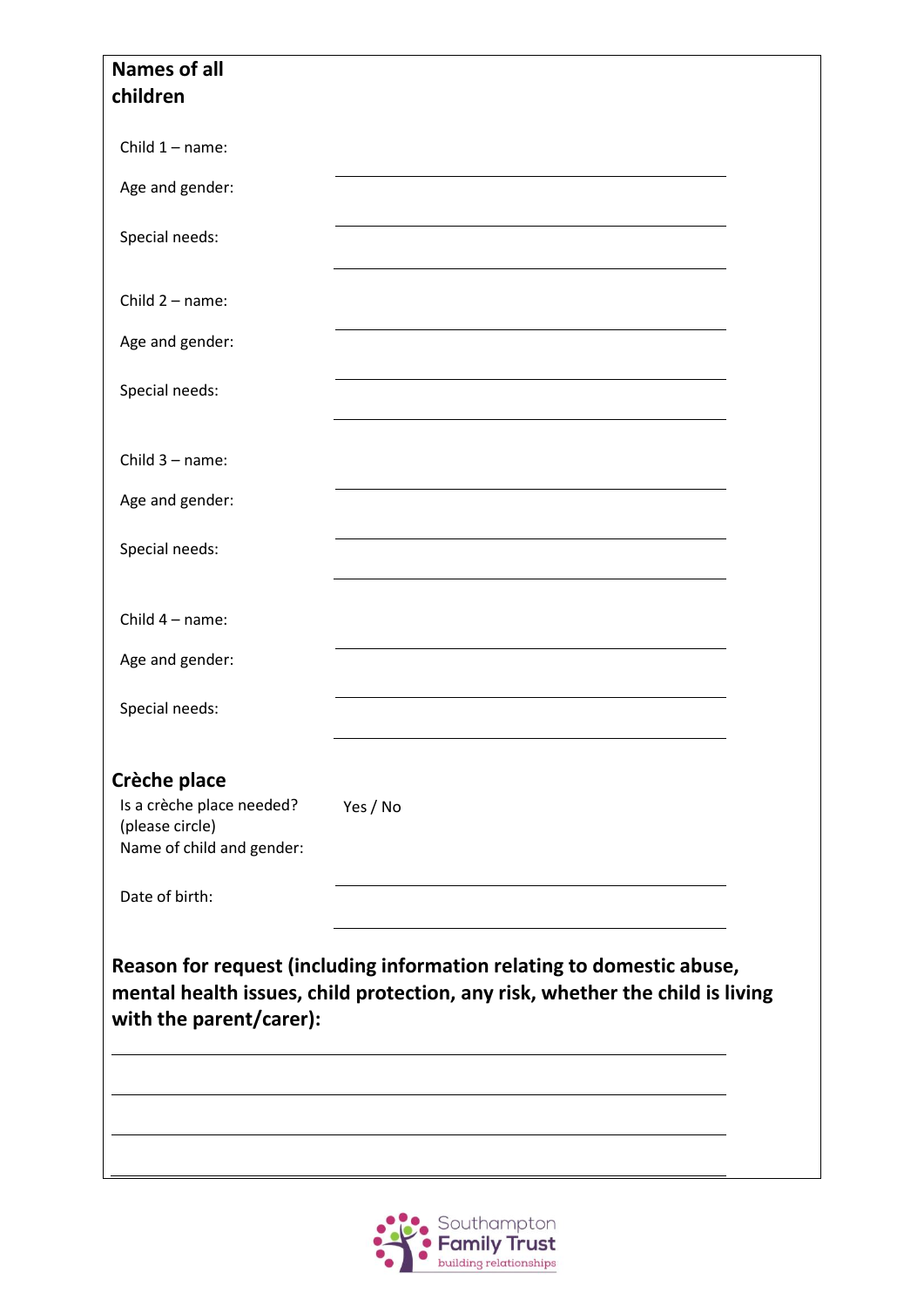**Names of all children**

Child 1 – name: \_\_\_\_\_\_\_\_\_\_\_\_\_\_\_\_\_\_\_\_\_\_\_\_\_\_\_\_\_\_\_\_\_\_\_\_\_\_\_\_

Age and gender: \_\_\_\_\_\_\_\_\_\_\_\_\_\_\_\_\_\_\_\_\_\_\_\_\_\_\_\_\_\_\_\_\_\_\_\_\_\_\_\_

Special needs: \_\_\_\_\_\_\_\_\_\_\_\_\_\_\_\_\_\_\_\_\_\_\_\_\_\_\_\_\_\_\_\_\_\_\_\_\_\_\_\_

\_\_\_\_\_\_\_\_\_\_\_\_\_\_\_\_\_\_\_\_\_\_\_\_\_\_\_\_\_\_\_\_\_\_\_\_\_\_\_\_

Child 2 – name: \_\_\_\_\_\_\_\_\_\_\_\_\_\_\_\_\_\_\_\_\_\_\_\_\_\_\_\_\_\_\_\_\_\_\_\_\_\_\_\_

Age and gender: \_\_\_\_\_\_\_\_\_\_\_\_\_\_\_\_\_\_\_\_\_\_\_\_\_\_\_\_\_\_\_\_\_\_\_\_\_\_\_\_

Special needs: \_\_\_\_\_\_\_\_\_\_\_\_\_\_\_\_\_\_\_\_\_\_\_\_\_\_\_\_\_\_\_\_\_\_\_\_\_\_\_\_

\_\_\_\_\_\_\_\_\_\_\_\_\_\_\_\_\_\_\_\_\_\_\_\_\_\_\_\_\_\_\_\_\_\_\_\_\_\_\_\_

Child 3 – name: \_\_\_\_\_\_\_\_\_\_\_\_\_\_\_\_\_\_\_\_\_\_\_\_\_\_\_\_\_\_\_\_\_\_\_\_\_\_\_\_

Age and gender: \_\_\_\_\_\_\_\_\_\_\_\_\_\_\_\_\_\_\_\_\_\_\_\_\_\_\_\_\_\_\_\_\_\_\_\_\_\_\_\_

Special needs: \_\_\_\_\_\_\_\_\_\_\_\_\_\_\_\_\_\_\_\_\_\_\_\_\_\_\_\_\_\_\_\_\_\_\_\_\_\_\_\_

\_\_\_\_\_\_\_\_\_\_\_\_\_\_\_\_\_\_\_\_\_\_\_\_\_\_\_\_\_\_\_\_\_\_\_\_\_\_\_\_

Child 4 – name: \_\_\_\_\_\_\_\_\_\_\_\_\_\_\_\_\_\_\_\_\_\_\_\_\_\_\_\_\_\_\_\_\_\_\_\_\_\_\_\_

Age and gender: \_\_\_\_\_\_\_\_\_\_\_\_\_\_\_\_\_\_\_\_\_\_\_\_\_\_\_\_\_\_\_\_\_\_\_\_\_\_\_\_

Special needs: \_\_\_\_\_\_\_\_\_\_\_\_\_\_\_\_\_\_\_\_\_\_\_\_\_\_\_\_\_\_\_\_\_\_\_\_\_\_\_\_

\_\_\_\_\_\_\_\_\_\_\_\_\_\_\_\_\_\_\_\_\_\_\_\_\_\_\_\_\_\_\_\_\_\_\_\_\_\_\_\_

**Crèche place**

Is a crèche place needed? (please circle) Yes / No

Name of child and gender: \_\_\_\_\_\_\_\_\_\_\_\_\_\_\_\_\_\_\_\_\_\_\_\_\_\_\_\_\_\_\_\_\_\_\_\_\_\_\_\_

Date of birth: \_\_\_\_\_\_\_\_\_\_\_\_\_\_\_\_\_\_\_\_\_\_\_\_\_\_\_\_\_\_\_\_\_\_\_\_\_\_\_\_

**Reason for request (including information relating to domestic abuse, mental health issues, child protection, any risk, whether the child is living with the parent/carer):**

\_\_\_\_\_\_\_\_\_\_\_\_\_\_\_\_\_\_\_\_\_\_\_\_\_\_\_\_\_\_\_\_\_\_\_\_\_\_\_\_\_\_\_\_\_\_\_\_\_\_\_\_\_\_\_\_\_\_\_\_

\_\_\_\_\_\_\_\_\_\_\_\_\_\_\_\_\_\_\_\_\_\_\_\_\_\_\_\_\_\_\_\_\_\_\_\_\_\_\_\_\_\_\_\_\_\_\_\_\_\_\_\_\_\_\_\_\_\_\_\_

\_\_\_\_\_\_\_\_\_\_\_\_\_\_\_\_\_\_\_\_\_\_\_\_\_\_\_\_\_\_\_\_\_\_\_\_\_\_\_\_\_\_\_\_\_\_\_\_\_\_\_\_\_\_\_\_\_\_\_\_

\_\_\_\_\_\_\_\_\_\_\_\_\_\_\_\_\_\_\_\_\_\_\_\_\_\_\_\_\_\_\_\_\_\_\_\_\_\_\_\_\_\_\_\_\_\_\_\_\_\_\_\_\_\_\_\_\_\_\_\_

Southampton Family Trust
building relationships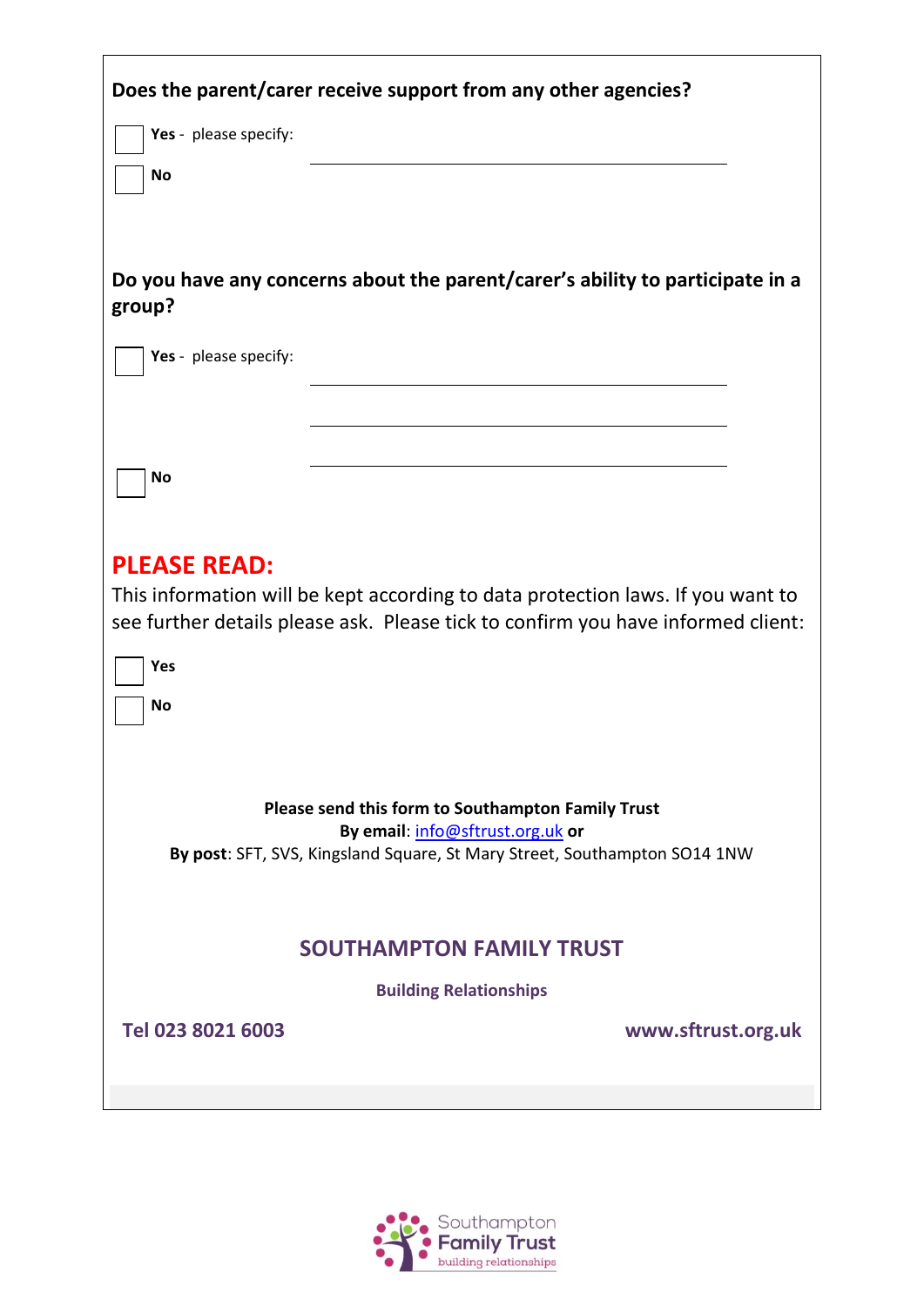**Does the parent/carer receive support from any other agencies?**

☐ **Yes** - please specify: ______________________________

☐ **No**

**Do you have any concerns about the parent/carer's ability to participate in a group?**

☐ **Yes** - please specify: ______________________________

______________________________

______________________________

☐ **No**

## PLEASE READ:

This information will be kept according to data protection laws. If you want to see further details please ask. Please tick to confirm you have informed client:

☐ **Yes**

☐ **No**

**Please send this form to Southampton Family Trust**
**By email**: info@sftrust.org.uk **or**
**By post**: SFT, SVS, Kingsland Square, St Mary Street, Southampton SO14 1NW

## SOUTHAMPTON FAMILY TRUST

**Building Relationships**

**Tel 023 8021 6003** **www.sftrust.org.uk**

Southampton Family Trust
building relationships